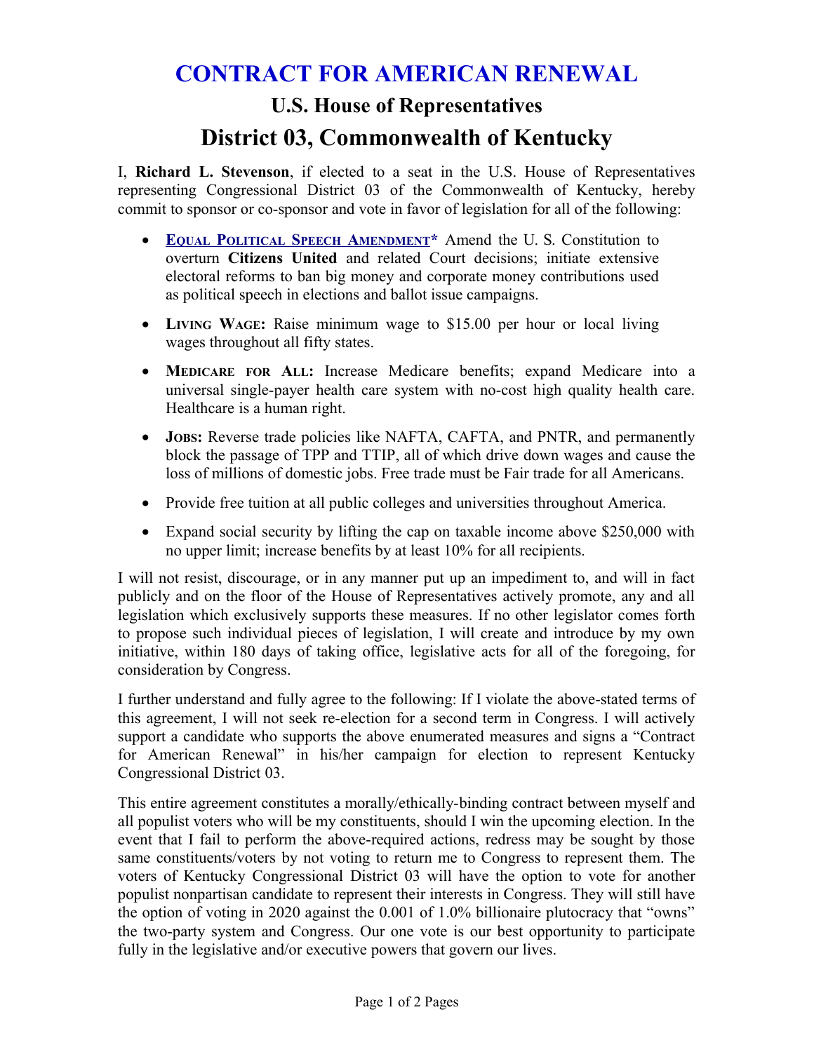# CONTRACT FOR AMERICAN RENEWAL

## U.S. House of Representatives

## District 03, Commonwealth of Kentucky

I, **Richard L. Stevenson**, if elected to a seat in the U.S. House of Representatives representing Congressional District 03 of the Commonwealth of Kentucky, hereby commit to sponsor or co-sponsor and vote in favor of legislation for all of the following:

- **EQUAL POLITICAL SPEECH AMENDMENT*** Amend the U. S. Constitution to overturn **Citizens United** and related Court decisions; initiate extensive electoral reforms to ban big money and corporate money contributions used as political speech in elections and ballot issue campaigns.
- **LIVING WAGE:** Raise minimum wage to $15.00 per hour or local living wages throughout all fifty states.
- **MEDICARE FOR ALL:** Increase Medicare benefits; expand Medicare into a universal single-payer health care system with no-cost high quality health care. Healthcare is a human right.
- **JOBS:** Reverse trade policies like NAFTA, CAFTA, and PNTR, and permanently block the passage of TPP and TTIP, all of which drive down wages and cause the loss of millions of domestic jobs. Free trade must be Fair trade for all Americans.
- Provide free tuition at all public colleges and universities throughout America.
- Expand social security by lifting the cap on taxable income above $250,000 with no upper limit; increase benefits by at least 10% for all recipients.

I will not resist, discourage, or in any manner put up an impediment to, and will in fact publicly and on the floor of the House of Representatives actively promote, any and all legislation which exclusively supports these measures. If no other legislator comes forth to propose such individual pieces of legislation, I will create and introduce by my own initiative, within 180 days of taking office, legislative acts for all of the foregoing, for consideration by Congress.

I further understand and fully agree to the following: If I violate the above-stated terms of this agreement, I will not seek re-election for a second term in Congress. I will actively support a candidate who supports the above enumerated measures and signs a "Contract for American Renewal" in his/her campaign for election to represent Kentucky Congressional District 03.

This entire agreement constitutes a morally/ethically-binding contract between myself and all populist voters who will be my constituents, should I win the upcoming election. In the event that I fail to perform the above-required actions, redress may be sought by those same constituents/voters by not voting to return me to Congress to represent them. The voters of Kentucky Congressional District 03 will have the option to vote for another populist nonpartisan candidate to represent their interests in Congress. They will still have the option of voting in 2020 against the 0.001 of 1.0% billionaire plutocracy that "owns" the two-party system and Congress. Our one vote is our best opportunity to participate fully in the legislative and/or executive powers that govern our lives.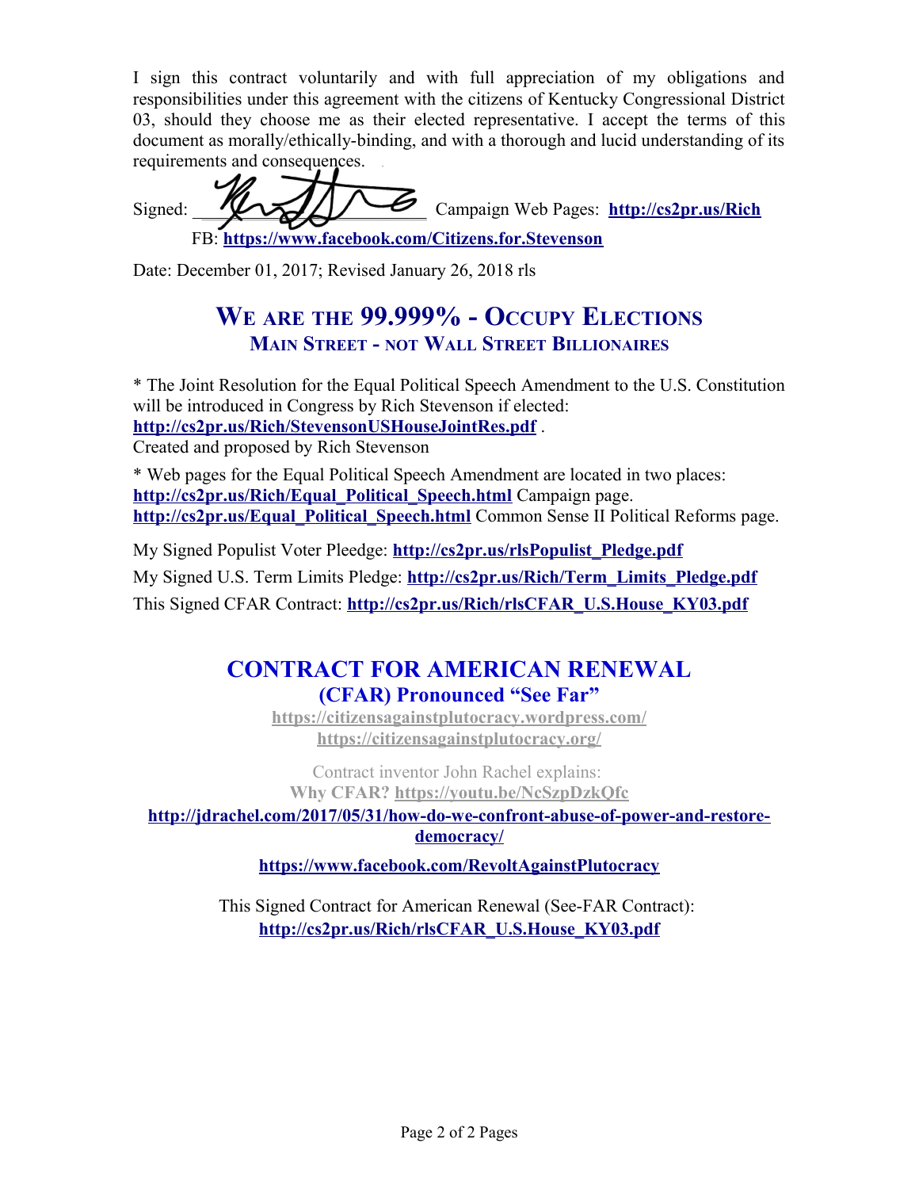I sign this contract voluntarily and with full appreciation of my obligations and responsibilities under this agreement with the citizens of Kentucky Congressional District 03, should they choose me as their elected representative. I accept the terms of this document as morally/ethically-binding, and with a thorough and lucid understanding of its requirements and consequences.

Signed: ______________________ Campaign Web Pages: **http://cs2pr.us/Rich**

FB: **https://www.facebook.com/Citizens.for.Stevenson**

Date: December 01, 2017; Revised January 26, 2018 rls

## We are the 99.999% - Occupy Elections

### Main Street - not Wall Street Billionaires

* The Joint Resolution for the Equal Political Speech Amendment to the U.S. Constitution will be introduced in Congress by Rich Stevenson if elected: **http://cs2pr.us/Rich/StevensonUSHouseJointRes.pdf** .
Created and proposed by Rich Stevenson

* Web pages for the Equal Political Speech Amendment are located in two places:
**http://cs2pr.us/Rich/Equal_Political_Speech.html** Campaign page.
**http://cs2pr.us/Equal_Political_Speech.html** Common Sense II Political Reforms page.

My Signed Populist Voter Pleedge: **http://cs2pr.us/rlsPopulist_Pledge.pdf**

My Signed U.S. Term Limits Pledge: **http://cs2pr.us/Rich/Term_Limits_Pledge.pdf**

This Signed CFAR Contract: **http://cs2pr.us/Rich/rlsCFAR_U.S.House_KY03.pdf**

## CONTRACT FOR AMERICAN RENEWAL

### (CFAR) Pronounced "See Far"

**https://citizensagainstplutocracy.wordpress.com/**
**https://citizensagainstplutocracy.org/**

Contract inventor John Rachel explains:
**Why CFAR? https://youtu.be/NcSzpDzkQfc**

**http://jdrachel.com/2017/05/31/how-do-we-confront-abuse-of-power-and-restore-democracy/**

**https://www.facebook.com/RevoltAgainstPlutocracy**

This Signed Contract for American Renewal (See-FAR Contract):
**http://cs2pr.us/Rich/rlsCFAR_U.S.House_KY03.pdf**